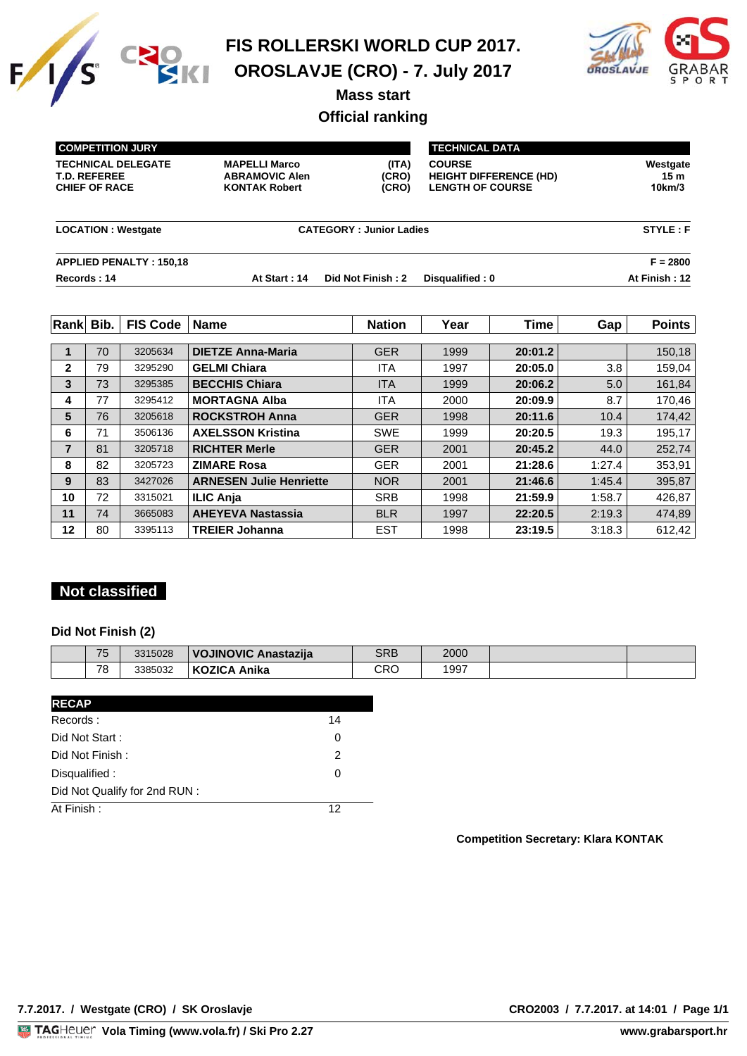# FIS ROLLERSKI WORLD CUP 2017.

# OROSLAVJE (CRO) - 7. July 2017

## Mass start

## Official ranking

| COMPETITION JURY | | |
|---|---|---|
| TECHNICAL DELEGATE | MAPELLI Marco | (ITA) |
| T.D. REFEREE | ABRAMOVIC Alen | (CRO) |
| CHIEF OF RACE | KONTAK Robert | (CRO) |

| TECHNICAL DATA | |
|---|---|
| COURSE | Westgate |
| HEIGHT DIFFERENCE (HD) | 15 m |
| LENGTH OF COURSE | 10km/3 |

**LOCATION : Westgate** **CATEGORY : Junior Ladies** **STYLE : F**

**APPLIED PENALTY : 150,18** **F = 2800**

**Records : 14** **At Start : 14** **Did Not Finish : 2** **Disqualified : 0** **At Finish : 12**

| Rank | Bib. | FIS Code | Name | Nation | Year | Time | Gap | Points |
|---|---|---|---|---|---|---|---|---|
| 1 | 70 | 3205634 | DIETZE Anna-Maria | GER | 1999 | 20:01.2 | | 150,18 |
| 2 | 79 | 3295290 | GELMI Chiara | ITA | 1997 | 20:05.0 | 3.8 | 159,04 |
| 3 | 73 | 3295385 | BECCHIS Chiara | ITA | 1999 | 20:06.2 | 5.0 | 161,84 |
| 4 | 77 | 3295412 | MORTAGNA Alba | ITA | 2000 | 20:09.9 | 8.7 | 170,46 |
| 5 | 76 | 3205618 | ROCKSTROH Anna | GER | 1998 | 20:11.6 | 10.4 | 174,42 |
| 6 | 71 | 3506136 | AXELSSON Kristina | SWE | 1999 | 20:20.5 | 19.3 | 195,17 |
| 7 | 81 | 3205718 | RICHTER Merle | GER | 2001 | 20:45.2 | 44.0 | 252,74 |
| 8 | 82 | 3205723 | ZIMARE Rosa | GER | 2001 | 21:28.6 | 1:27.4 | 353,91 |
| 9 | 83 | 3427026 | ARNESEN Julie Henriette | NOR | 2001 | 21:46.6 | 1:45.4 | 395,87 |
| 10 | 72 | 3315021 | ILIC Anja | SRB | 1998 | 21:59.9 | 1:58.7 | 426,87 |
| 11 | 74 | 3665083 | AHEYEVA Nastassia | BLR | 1997 | 22:20.5 | 2:19.3 | 474,89 |
| 12 | 80 | 3395113 | TREIER Johanna | EST | 1998 | 23:19.5 | 3:18.3 | 612,42 |

## Not classified

### Did Not Finish (2)

| | Bib. | FIS Code | Name | Nation | Year | | |
|---|---|---|---|---|---|---|---|
| | 75 | 3315028 | VOJINOVIC Anastazija | SRB | 2000 | | |
| | 78 | 3385032 | KOZICA Anika | CRO | 1997 | | |

| RECAP | |
|---|---|
| Records : | 14 |
| Did Not Start : | 0 |
| Did Not Finish : | 2 |
| Disqualified : | 0 |
| Did Not Qualify for 2nd RUN : | |
| At Finish : | 12 |

**Competition Secretary: Klara KONTAK**

**7.7.2017. / Westgate (CRO) / SK Oroslavje** **CRO2003 / 7.7.2017. at 14:01**

TAGHeuer **Vola Timing (www.vola.fr) / Ski Pro 2.27** **www.grabarsport.hr**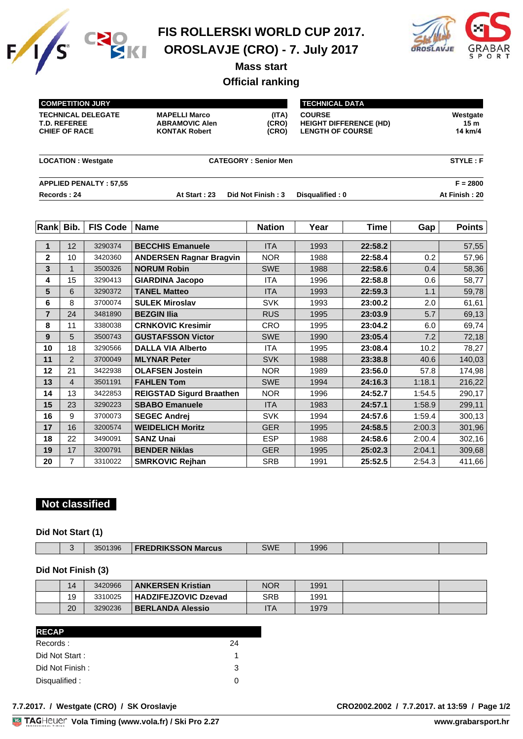# FIS ROLLERSKI WORLD CUP 2017.

# OROSLAVJE (CRO) - 7. July 2017

## Mass start

## Official ranking

| COMPETITION JURY | | |
|---|---|---|
| TECHNICAL DELEGATE | MAPELLI Marco | (ITA) |
| T.D. REFEREE | ABRAMOVIC Alen | (CRO) |
| CHIEF OF RACE | KONTAK Robert | (CRO) |

| TECHNICAL DATA | |
|---|---|
| COURSE | Westgate |
| HEIGHT DIFFERENCE (HD) | 15 m |
| LENGTH OF COURSE | 14 km/4 |

**LOCATION : Westgate** **CATEGORY : Senior Men** **STYLE : F**

**APPLIED PENALTY : 57,55** **F = 2800**

**Records : 24** **At Start : 23** **Did Not Finish : 3** **Disqualified : 0** **At Finish : 20**

| Rank | Bib. | FIS Code | Name | Nation | Year | Time | Gap | Points |
|---|---|---|---|---|---|---|---|---|
| 1 | 12 | 3290374 | BECCHIS Emanuele | ITA | 1993 | 22:58.2 | | 57,55 |
| 2 | 10 | 3420360 | ANDERSEN Ragnar Bragvin | NOR | 1988 | 22:58.4 | 0.2 | 57,96 |
| 3 | 1 | 3500326 | NORUM Robin | SWE | 1988 | 22:58.6 | 0.4 | 58,36 |
| 4 | 15 | 3290413 | GIARDINA Jacopo | ITA | 1996 | 22:58.8 | 0.6 | 58,77 |
| 5 | 6 | 3290372 | TANEL Matteo | ITA | 1993 | 22:59.3 | 1.1 | 59,78 |
| 6 | 8 | 3700074 | SULEK Miroslav | SVK | 1993 | 23:00.2 | 2.0 | 61,61 |
| 7 | 24 | 3481890 | BEZGIN Ilia | RUS | 1995 | 23:03.9 | 5.7 | 69,13 |
| 8 | 11 | 3380038 | CRNKOVIC Kresimir | CRO | 1995 | 23:04.2 | 6.0 | 69,74 |
| 9 | 5 | 3500743 | GUSTAFSSON Victor | SWE | 1990 | 23:05.4 | 7.2 | 72,18 |
| 10 | 18 | 3290566 | DALLA VIA Alberto | ITA | 1995 | 23:08.4 | 10.2 | 78,27 |
| 11 | 2 | 3700049 | MLYNAR Peter | SVK | 1988 | 23:38.8 | 40.6 | 140,03 |
| 12 | 21 | 3422938 | OLAFSEN Jostein | NOR | 1989 | 23:56.0 | 57.8 | 174,98 |
| 13 | 4 | 3501191 | FAHLEN Tom | SWE | 1994 | 24:16.3 | 1:18.1 | 216,22 |
| 14 | 13 | 3422853 | REIGSTAD Sigurd Braathen | NOR | 1996 | 24:52.7 | 1:54.5 | 290,17 |
| 15 | 23 | 3290223 | SBABO Emanuele | ITA | 1983 | 24:57.1 | 1:58.9 | 299,11 |
| 16 | 9 | 3700073 | SEGEC Andrej | SVK | 1994 | 24:57.6 | 1:59.4 | 300,13 |
| 17 | 16 | 3200574 | WEIDELICH Moritz | GER | 1995 | 24:58.5 | 2:00.3 | 301,96 |
| 18 | 22 | 3490091 | SANZ Unai | ESP | 1988 | 24:58.6 | 2:00.4 | 302,16 |
| 19 | 17 | 3200791 | BENDER Niklas | GER | 1995 | 25:02.3 | 2:04.1 | 309,68 |
| 20 | 7 | 3310022 | SMRKOVIC Rejhan | SRB | 1991 | 25:52.5 | 2:54.3 | 411,66 |

## Not classified

### Did Not Start (1)

| Rank | Bib. | FIS Code | Name | Nation | Year | Time | Points |
|---|---|---|---|---|---|---|---|
| | 3 | 3501396 | FREDRIKSSON Marcus | SWE | 1996 | | |

### Did Not Finish (3)

| Rank | Bib. | FIS Code | Name | Nation | Year | Time | Points |
|---|---|---|---|---|---|---|---|
| | 14 | 3420966 | ANKERSEN Kristian | NOR | 1991 | | |
| | 19 | 3310025 | HADZIFEJZOVIC Dzevad | SRB | 1991 | | |
| | 20 | 3290236 | BERLANDA Alessio | ITA | 1979 | | |

| RECAP | |
|---|---|
| Records : | 24 |
| Did Not Start : | 1 |
| Did Not Finish : | 3 |
| Disqualified : | 0 |

**7.7.2017. / Westgate (CRO) / SK Oroslavje** **CRO2002.2002 / 7.7.2017. at 13:59 / Page 1/2**

**Vola Timing (www.vola.fr) / Ski Pro 2.27** **www.grabarsport.hr**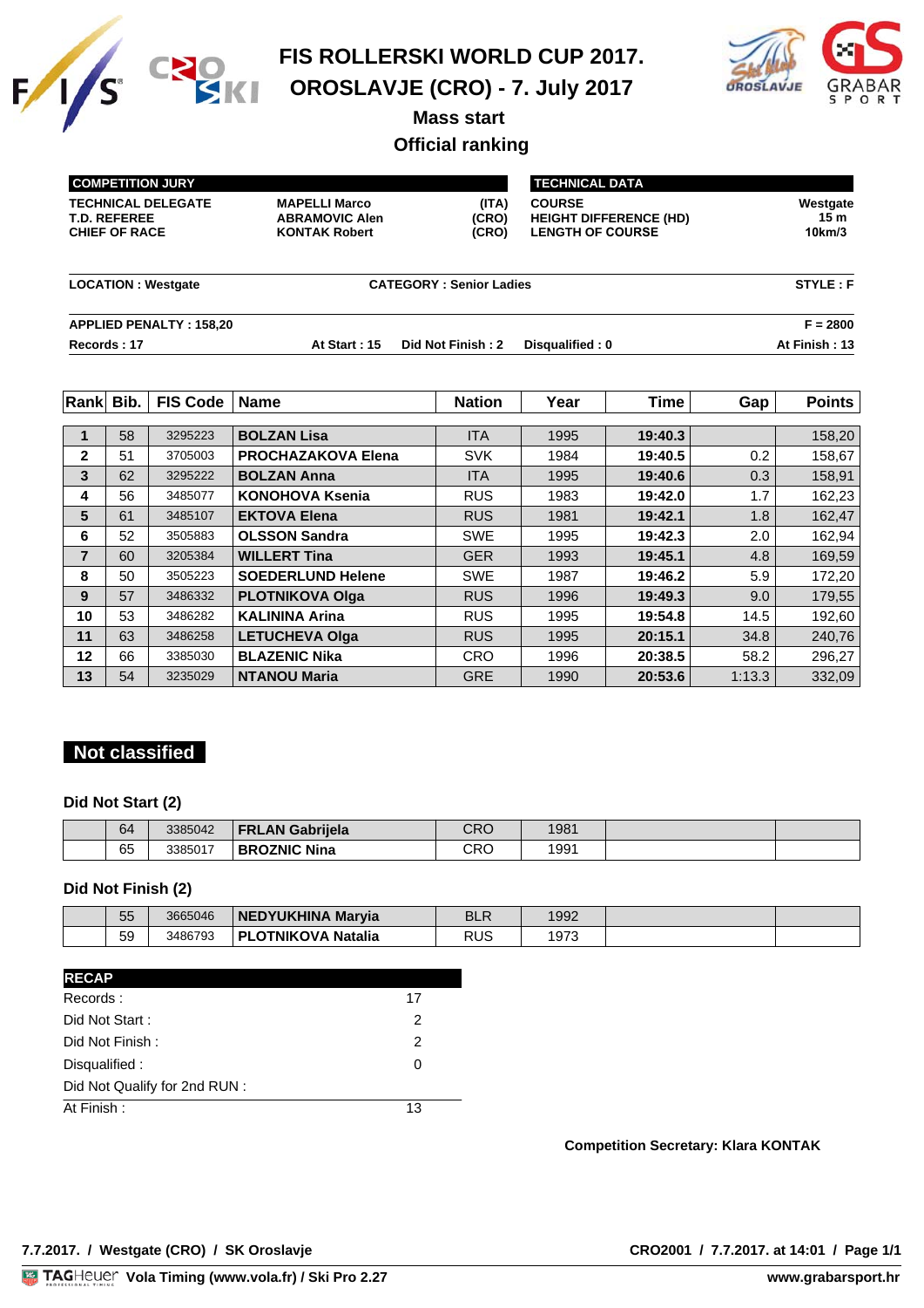# FIS ROLLERSKI WORLD CUP 2017.
# OROSLAVJE (CRO) - 7. July 2017

## Mass start

## Official ranking

| COMPETITION JURY | | |
|---|---|---|
| TECHNICAL DELEGATE | MAPELLI Marco | (ITA) |
| T.D. REFEREE | ABRAMOVIC Alen | (CRO) |
| CHIEF OF RACE | KONTAK Robert | (CRO) |

| TECHNICAL DATA | |
|---|---|
| COURSE | Westgate |
| HEIGHT DIFFERENCE (HD) | 15 m |
| LENGTH OF COURSE | 10km/3 |

**LOCATION : Westgate** | **CATEGORY : Senior Ladies** | **STYLE : F**

**APPLIED PENALTY : 158,20** | **F = 2800**

**Records : 17** | **At Start : 15** | **Did Not Finish : 2** | **Disqualified : 0** | **At Finish : 13**

| Rank | Bib. | FIS Code | Name | Nation | Year | Time | Gap | Points |
|---|---|---|---|---|---|---|---|---|
| 1 | 58 | 3295223 | BOLZAN Lisa | ITA | 1995 | 19:40.3 | | 158,20 |
| 2 | 51 | 3705003 | PROCHAZAKOVA Elena | SVK | 1984 | 19:40.5 | 0.2 | 158,67 |
| 3 | 62 | 3295222 | BOLZAN Anna | ITA | 1995 | 19:40.6 | 0.3 | 158,91 |
| 4 | 56 | 3485077 | KONOHOVA Ksenia | RUS | 1983 | 19:42.0 | 1.7 | 162,23 |
| 5 | 61 | 3485107 | EKTOVA Elena | RUS | 1981 | 19:42.1 | 1.8 | 162,47 |
| 6 | 52 | 3505883 | OLSSON Sandra | SWE | 1995 | 19:42.3 | 2.0 | 162,94 |
| 7 | 60 | 3205384 | WILLERT Tina | GER | 1993 | 19:45.1 | 4.8 | 169,59 |
| 8 | 50 | 3505223 | SOEDERLUND Helene | SWE | 1987 | 19:46.2 | 5.9 | 172,20 |
| 9 | 57 | 3486332 | PLOTNIKOVA Olga | RUS | 1996 | 19:49.3 | 9.0 | 179,55 |
| 10 | 53 | 3486282 | KALININA Arina | RUS | 1995 | 19:54.8 | 14.5 | 192,60 |
| 11 | 63 | 3486258 | LETUCHEVA Olga | RUS | 1995 | 20:15.1 | 34.8 | 240,76 |
| 12 | 66 | 3385030 | BLAZENIC Nika | CRO | 1996 | 20:38.5 | 58.2 | 296,27 |
| 13 | 54 | 3235029 | NTANOU Maria | GRE | 1990 | 20:53.6 | 1:13.3 | 332,09 |

## Not classified

### Did Not Start (2)

| Bib. | FIS Code | Name | Nation | Year |
|---|---|---|---|---|
| 64 | 3385042 | FRLAN Gabrijela | CRO | 1981 |
| 65 | 3385017 | BROZNIC Nina | CRO | 1991 |

### Did Not Finish (2)

| Bib. | FIS Code | Name | Nation | Year |
|---|---|---|---|---|
| 55 | 3665046 | NEDYUKHINA Maryia | BLR | 1992 |
| 59 | 3486793 | PLOTNIKOVA Natalia | RUS | 1973 |

| RECAP | |
|---|---|
| Records : | 17 |
| Did Not Start : | 2 |
| Did Not Finish : | 2 |
| Disqualified : | 0 |
| Did Not Qualify for 2nd RUN : | |
| At Finish : | 13 |

**Competition Secretary: Klara KONTAK**

**7.7.2017. / Westgate (CRO) / SK Oroslavje** | **CRO2001 / 7.7.2017. at 14:01**

Vola Timing (www.vola.fr) / Ski Pro 2.27 | www.grabarsport.hr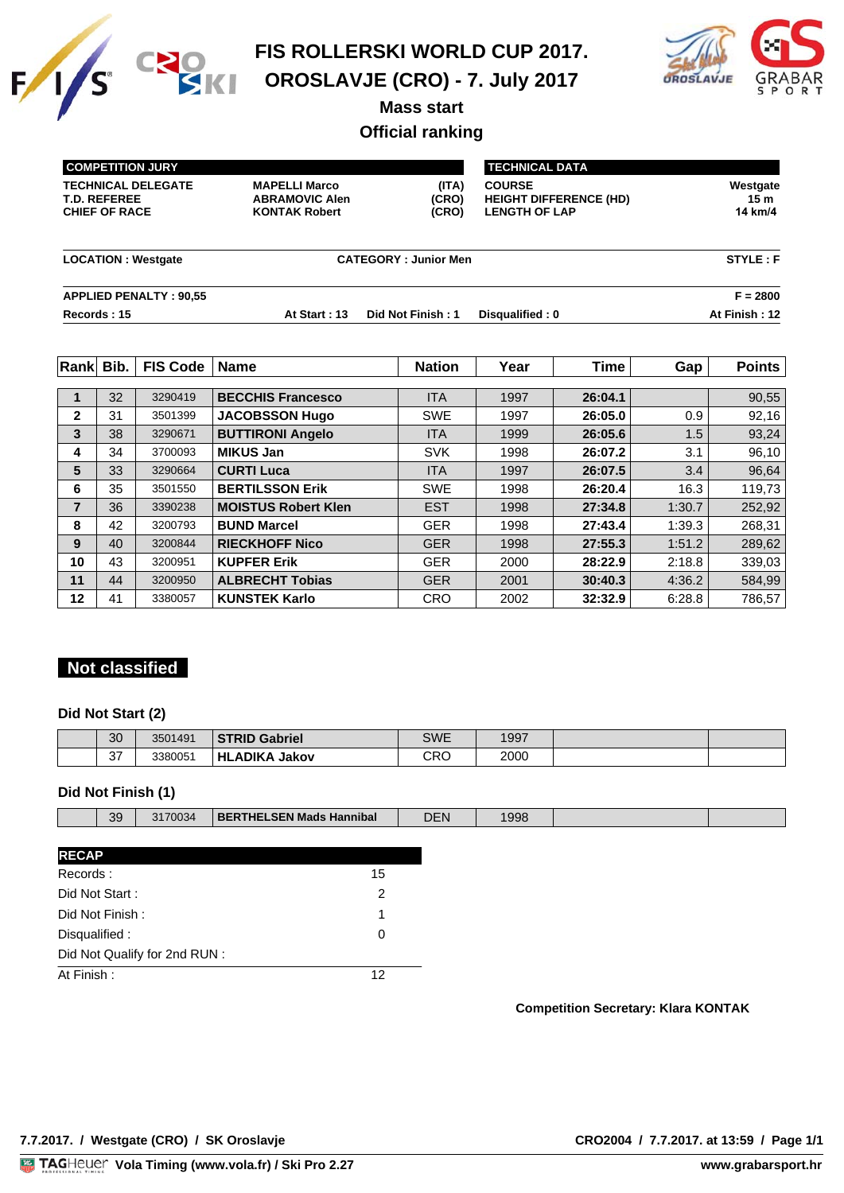# FIS ROLLERSKI WORLD CUP 2017.

# OROSLAVJE (CRO) - 7. July 2017

## Mass start

## Official ranking

| COMPETITION JURY | | |
|---|---|---|
| TECHNICAL DELEGATE | MAPELLI Marco | (ITA) |
| T.D. REFEREE | ABRAMOVIC Alen | (CRO) |
| CHIEF OF RACE | KONTAK Robert | (CRO) |

| TECHNICAL DATA | |
|---|---|
| COURSE | Westgate |
| HEIGHT DIFFERENCE (HD) | 15 m |
| LENGTH OF LAP | 14 km/4 |

**LOCATION : Westgate** — **CATEGORY : Junior Men** — **STYLE : F**

**APPLIED PENALTY : 90,55** — **F = 2800**

**Records : 15** — **At Start : 13** — **Did Not Finish : 1** — **Disqualified : 0** — **At Finish : 12**

| Rank | Bib. | FIS Code | Name | Nation | Year | Time | Gap | Points |
|---|---|---|---|---|---|---|---|---|
| 1 | 32 | 3290419 | BECCHIS Francesco | ITA | 1997 | 26:04.1 | | 90,55 |
| 2 | 31 | 3501399 | JACOBSSON Hugo | SWE | 1997 | 26:05.0 | 0.9 | 92,16 |
| 3 | 38 | 3290671 | BUTTIRONI Angelo | ITA | 1999 | 26:05.6 | 1.5 | 93,24 |
| 4 | 34 | 3700093 | MIKUS Jan | SVK | 1998 | 26:07.2 | 3.1 | 96,10 |
| 5 | 33 | 3290664 | CURTI Luca | ITA | 1997 | 26:07.5 | 3.4 | 96,64 |
| 6 | 35 | 3501550 | BERTILSSON Erik | SWE | 1998 | 26:20.4 | 16.3 | 119,73 |
| 7 | 36 | 3390238 | MOISTUS Robert Klen | EST | 1998 | 27:34.8 | 1:30.7 | 252,92 |
| 8 | 42 | 3200793 | BUND Marcel | GER | 1998 | 27:43.4 | 1:39.3 | 268,31 |
| 9 | 40 | 3200844 | RIECKHOFF Nico | GER | 1998 | 27:55.3 | 1:51.2 | 289,62 |
| 10 | 43 | 3200951 | KUPFER Erik | GER | 2000 | 28:22.9 | 2:18.8 | 339,03 |
| 11 | 44 | 3200950 | ALBRECHT Tobias | GER | 2001 | 30:40.3 | 4:36.2 | 584,99 |
| 12 | 41 | 3380057 | KUNSTEK Karlo | CRO | 2002 | 32:32.9 | 6:28.8 | 786,57 |

## Not classified

### Did Not Start (2)

| | Bib. | FIS Code | Name | Nation | Year | | |
|---|---|---|---|---|---|---|---|
| | 30 | 3501491 | STRID Gabriel | SWE | 1997 | | |
| | 37 | 3380051 | HLADIKA Jakov | CRO | 2000 | | |

### Did Not Finish (1)

| | Bib. | FIS Code | Name | Nation | Year | | |
|---|---|---|---|---|---|---|---|
| | 39 | 3170034 | BERTHELSEN Mads Hannibal | DEN | 1998 | | |

| RECAP | |
|---|---|
| Records : | 15 |
| Did Not Start : | 2 |
| Did Not Finish : | 1 |
| Disqualified : | 0 |
| Did Not Qualify for 2nd RUN : | |
| At Finish : | 12 |

**Competition Secretary: Klara KONTAK**

**7.7.2017. / Westgate (CRO) / SK Oroslavje** — **CRO2004 / 7.7.2017. at 13:59 / Page 1/1**

**Vola Timing (www.vola.fr) / Ski Pro 2.27** — **www.grabarsport.hr**